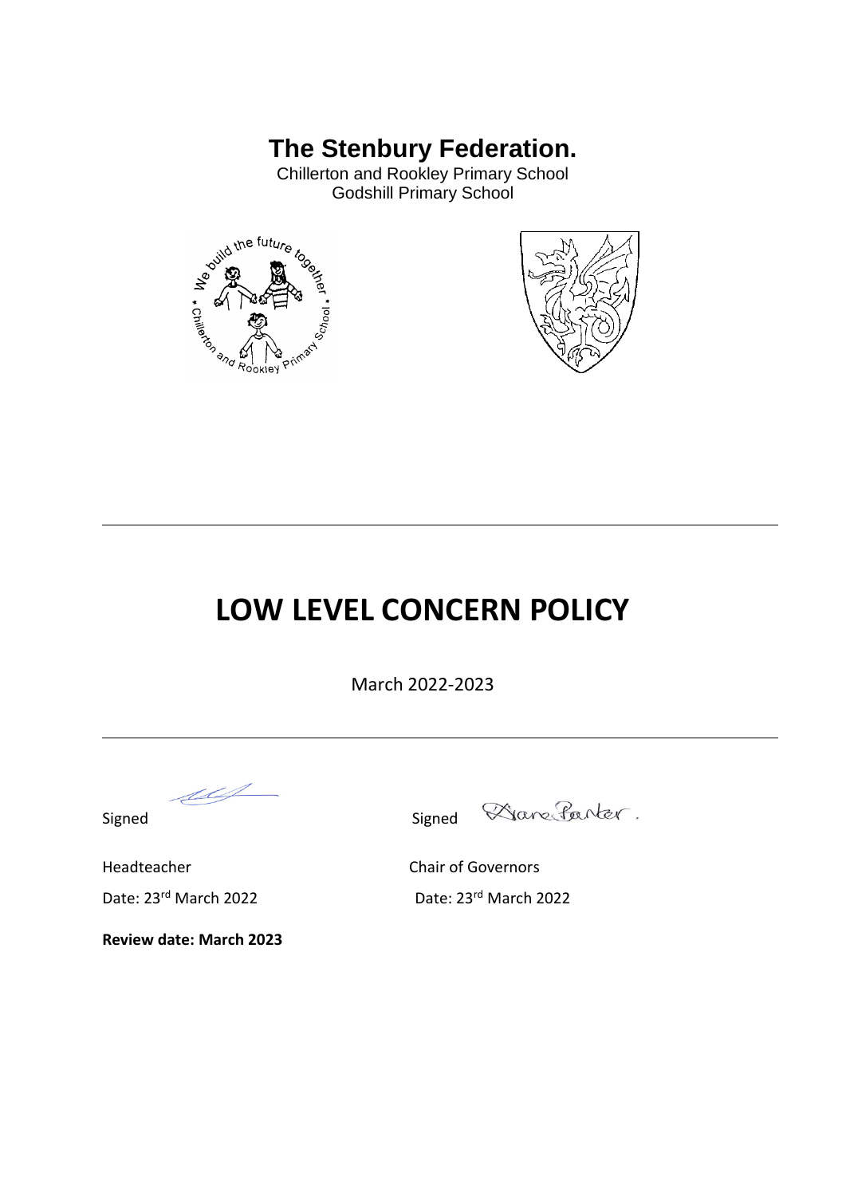# The Stenbury Federation.

Chillerton and Rookley Primary School
Godshill Primary School

---

# LOW LEVEL CONCERN POLICY

March 2022-2023

---

Signed

Headteacher

Date: 23rd March 2022

Signed

Chair of Governors

Date: 23rd March 2022

**Review date: March 2023**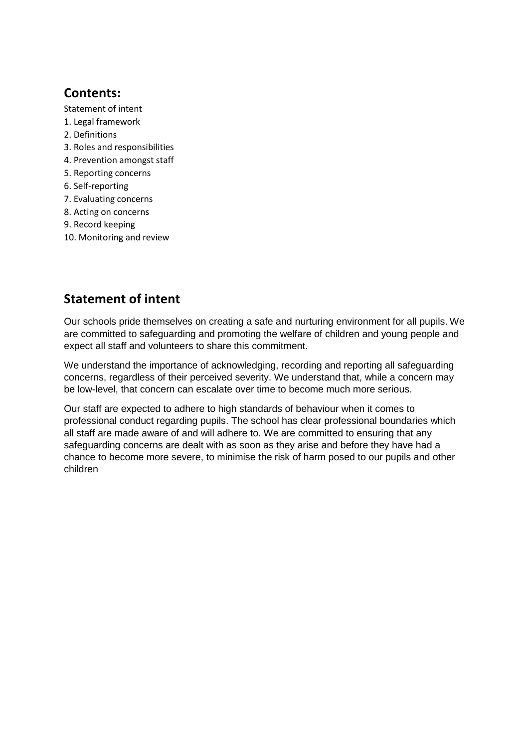## Contents:

Statement of intent
1. Legal framework
2. Definitions
3. Roles and responsibilities
4. Prevention amongst staff
5. Reporting concerns
6. Self-reporting
7. Evaluating concerns
8. Acting on concerns
9. Record keeping
10. Monitoring and review

## Statement of intent

Our schools pride themselves on creating a safe and nurturing environment for all pupils. We are committed to safeguarding and promoting the welfare of children and young people and expect all staff and volunteers to share this commitment.

We understand the importance of acknowledging, recording and reporting all safeguarding concerns, regardless of their perceived severity. We understand that, while a concern may be low-level, that concern can escalate over time to become much more serious.

Our staff are expected to adhere to high standards of behaviour when it comes to professional conduct regarding pupils. The school has clear professional boundaries which all staff are made aware of and will adhere to. We are committed to ensuring that any safeguarding concerns are dealt with as soon as they arise and before they have had a chance to become more severe, to minimise the risk of harm posed to our pupils and other children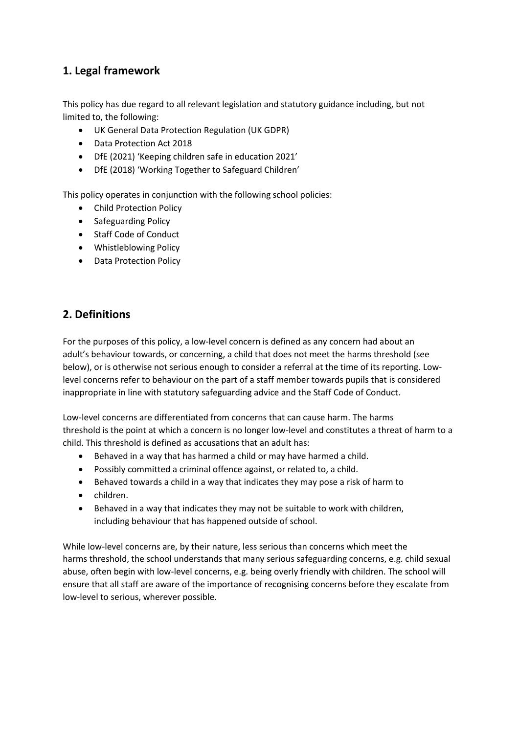## 1. Legal framework

This policy has due regard to all relevant legislation and statutory guidance including, but not limited to, the following:

- UK General Data Protection Regulation (UK GDPR)
- Data Protection Act 2018
- DfE (2021) 'Keeping children safe in education 2021'
- DfE (2018) 'Working Together to Safeguard Children'

This policy operates in conjunction with the following school policies:

- Child Protection Policy
- Safeguarding Policy
- Staff Code of Conduct
- Whistleblowing Policy
- Data Protection Policy

## 2. Definitions

For the purposes of this policy, a low-level concern is defined as any concern had about an adult's behaviour towards, or concerning, a child that does not meet the harms threshold (see below), or is otherwise not serious enough to consider a referral at the time of its reporting. Low-level concerns refer to behaviour on the part of a staff member towards pupils that is considered inappropriate in line with statutory safeguarding advice and the Staff Code of Conduct.

Low-level concerns are differentiated from concerns that can cause harm. The harms threshold is the point at which a concern is no longer low-level and constitutes a threat of harm to a child. This threshold is defined as accusations that an adult has:

- Behaved in a way that has harmed a child or may have harmed a child.
- Possibly committed a criminal offence against, or related to, a child.
- Behaved towards a child in a way that indicates they may pose a risk of harm to
- children.
- Behaved in a way that indicates they may not be suitable to work with children, including behaviour that has happened outside of school.

While low-level concerns are, by their nature, less serious than concerns which meet the harms threshold, the school understands that many serious safeguarding concerns, e.g. child sexual abuse, often begin with low-level concerns, e.g. being overly friendly with children. The school will ensure that all staff are aware of the importance of recognising concerns before they escalate from low-level to serious, wherever possible.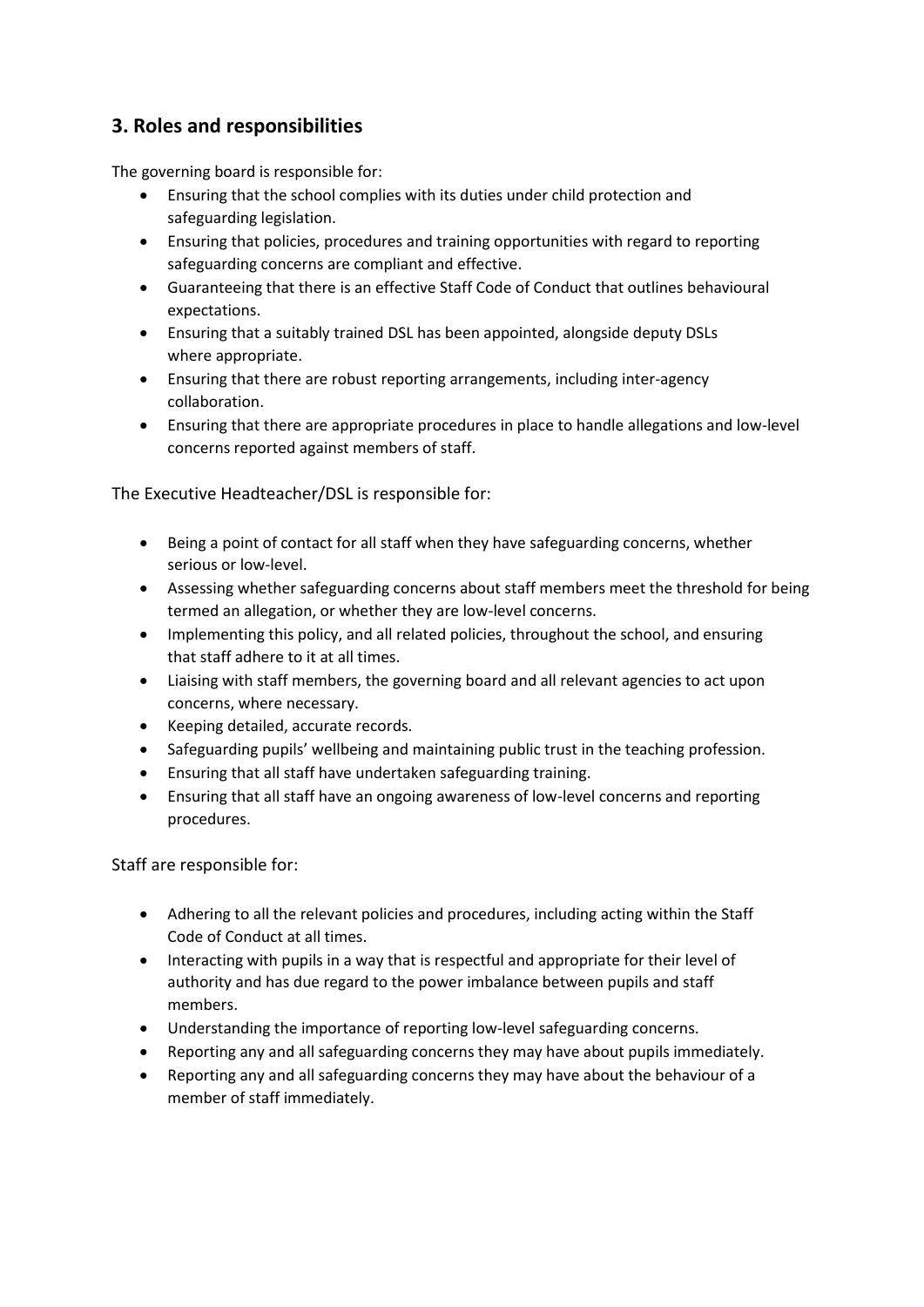## 3. Roles and responsibilities

The governing board is responsible for:

- Ensuring that the school complies with its duties under child protection and safeguarding legislation.
- Ensuring that policies, procedures and training opportunities with regard to reporting safeguarding concerns are compliant and effective.
- Guaranteeing that there is an effective Staff Code of Conduct that outlines behavioural expectations.
- Ensuring that a suitably trained DSL has been appointed, alongside deputy DSLs where appropriate.
- Ensuring that there are robust reporting arrangements, including inter-agency collaboration.
- Ensuring that there are appropriate procedures in place to handle allegations and low-level concerns reported against members of staff.

The Executive Headteacher/DSL is responsible for:

- Being a point of contact for all staff when they have safeguarding concerns, whether serious or low-level.
- Assessing whether safeguarding concerns about staff members meet the threshold for being termed an allegation, or whether they are low-level concerns.
- Implementing this policy, and all related policies, throughout the school, and ensuring that staff adhere to it at all times.
- Liaising with staff members, the governing board and all relevant agencies to act upon concerns, where necessary.
- Keeping detailed, accurate records.
- Safeguarding pupils' wellbeing and maintaining public trust in the teaching profession.
- Ensuring that all staff have undertaken safeguarding training.
- Ensuring that all staff have an ongoing awareness of low-level concerns and reporting procedures.

Staff are responsible for:

- Adhering to all the relevant policies and procedures, including acting within the Staff Code of Conduct at all times.
- Interacting with pupils in a way that is respectful and appropriate for their level of authority and has due regard to the power imbalance between pupils and staff members.
- Understanding the importance of reporting low-level safeguarding concerns.
- Reporting any and all safeguarding concerns they may have about pupils immediately.
- Reporting any and all safeguarding concerns they may have about the behaviour of a member of staff immediately.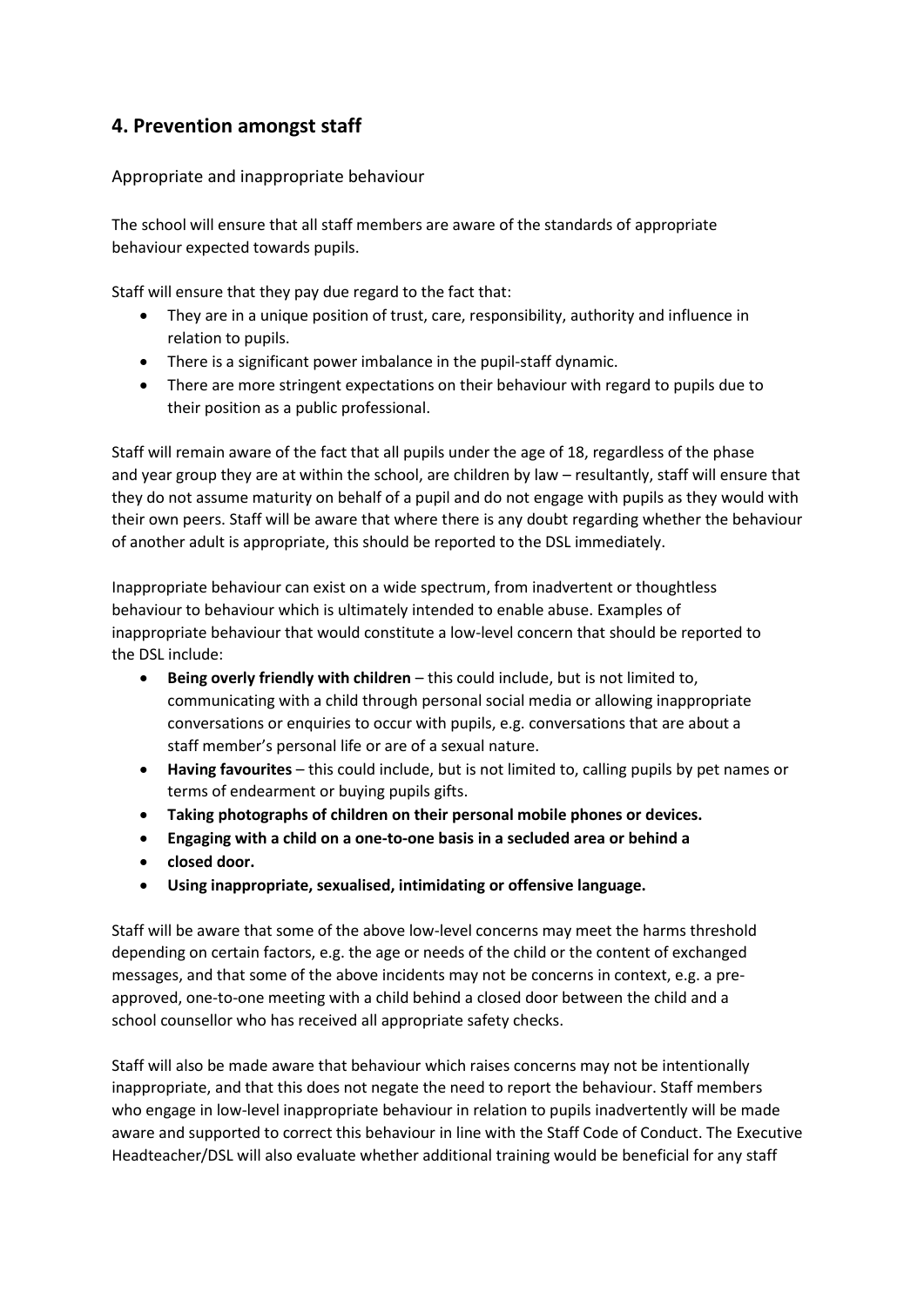## 4. Prevention amongst staff

### Appropriate and inappropriate behaviour

The school will ensure that all staff members are aware of the standards of appropriate behaviour expected towards pupils.

Staff will ensure that they pay due regard to the fact that:

- They are in a unique position of trust, care, responsibility, authority and influence in relation to pupils.
- There is a significant power imbalance in the pupil-staff dynamic.
- There are more stringent expectations on their behaviour with regard to pupils due to their position as a public professional.

Staff will remain aware of the fact that all pupils under the age of 18, regardless of the phase and year group they are at within the school, are children by law – resultantly, staff will ensure that they do not assume maturity on behalf of a pupil and do not engage with pupils as they would with their own peers. Staff will be aware that where there is any doubt regarding whether the behaviour of another adult is appropriate, this should be reported to the DSL immediately.

Inappropriate behaviour can exist on a wide spectrum, from inadvertent or thoughtless behaviour to behaviour which is ultimately intended to enable abuse. Examples of inappropriate behaviour that would constitute a low-level concern that should be reported to the DSL include:

- **Being overly friendly with children** – this could include, but is not limited to, communicating with a child through personal social media or allowing inappropriate conversations or enquiries to occur with pupils, e.g. conversations that are about a staff member's personal life or are of a sexual nature.
- **Having favourites** – this could include, but is not limited to, calling pupils by pet names or terms of endearment or buying pupils gifts.
- **Taking photographs of children on their personal mobile phones or devices.**
- **Engaging with a child on a one-to-one basis in a secluded area or behind a**
- **closed door.**
- **Using inappropriate, sexualised, intimidating or offensive language.**

Staff will be aware that some of the above low-level concerns may meet the harms threshold depending on certain factors, e.g. the age or needs of the child or the content of exchanged messages, and that some of the above incidents may not be concerns in context, e.g. a pre-approved, one-to-one meeting with a child behind a closed door between the child and a school counsellor who has received all appropriate safety checks.

Staff will also be made aware that behaviour which raises concerns may not be intentionally inappropriate, and that this does not negate the need to report the behaviour. Staff members who engage in low-level inappropriate behaviour in relation to pupils inadvertently will be made aware and supported to correct this behaviour in line with the Staff Code of Conduct. The Executive Headteacher/DSL will also evaluate whether additional training would be beneficial for any staff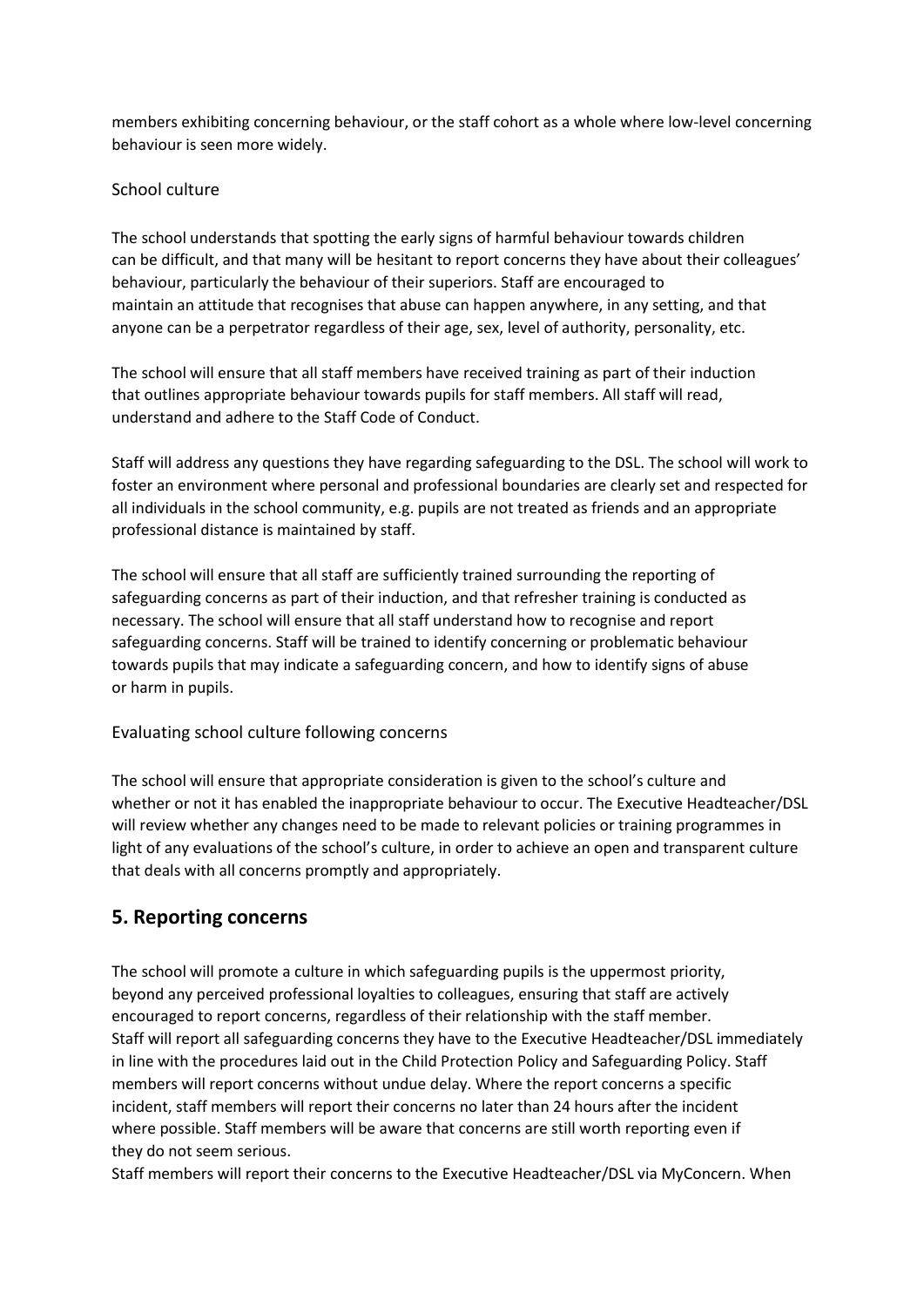members exhibiting concerning behaviour, or the staff cohort as a whole where low-level concerning behaviour is seen more widely.

### School culture

The school understands that spotting the early signs of harmful behaviour towards children can be difficult, and that many will be hesitant to report concerns they have about their colleagues' behaviour, particularly the behaviour of their superiors. Staff are encouraged to maintain an attitude that recognises that abuse can happen anywhere, in any setting, and that anyone can be a perpetrator regardless of their age, sex, level of authority, personality, etc.

The school will ensure that all staff members have received training as part of their induction that outlines appropriate behaviour towards pupils for staff members. All staff will read, understand and adhere to the Staff Code of Conduct.

Staff will address any questions they have regarding safeguarding to the DSL. The school will work to foster an environment where personal and professional boundaries are clearly set and respected for all individuals in the school community, e.g. pupils are not treated as friends and an appropriate professional distance is maintained by staff.

The school will ensure that all staff are sufficiently trained surrounding the reporting of safeguarding concerns as part of their induction, and that refresher training is conducted as necessary. The school will ensure that all staff understand how to recognise and report safeguarding concerns. Staff will be trained to identify concerning or problematic behaviour towards pupils that may indicate a safeguarding concern, and how to identify signs of abuse or harm in pupils.

### Evaluating school culture following concerns

The school will ensure that appropriate consideration is given to the school's culture and whether or not it has enabled the inappropriate behaviour to occur. The Executive Headteacher/DSL will review whether any changes need to be made to relevant policies or training programmes in light of any evaluations of the school's culture, in order to achieve an open and transparent culture that deals with all concerns promptly and appropriately.

## 5. Reporting concerns

The school will promote a culture in which safeguarding pupils is the uppermost priority, beyond any perceived professional loyalties to colleagues, ensuring that staff are actively encouraged to report concerns, regardless of their relationship with the staff member. Staff will report all safeguarding concerns they have to the Executive Headteacher/DSL immediately in line with the procedures laid out in the Child Protection Policy and Safeguarding Policy. Staff members will report concerns without undue delay. Where the report concerns a specific incident, staff members will report their concerns no later than 24 hours after the incident where possible. Staff members will be aware that concerns are still worth reporting even if they do not seem serious.

Staff members will report their concerns to the Executive Headteacher/DSL via MyConcern. When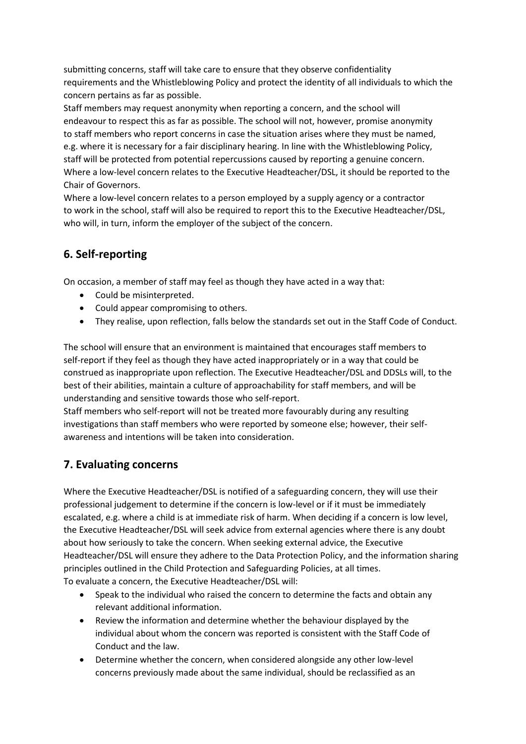submitting concerns, staff will take care to ensure that they observe confidentiality requirements and the Whistleblowing Policy and protect the identity of all individuals to which the concern pertains as far as possible.

Staff members may request anonymity when reporting a concern, and the school will endeavour to respect this as far as possible. The school will not, however, promise anonymity to staff members who report concerns in case the situation arises where they must be named, e.g. where it is necessary for a fair disciplinary hearing. In line with the Whistleblowing Policy, staff will be protected from potential repercussions caused by reporting a genuine concern.

Where a low-level concern relates to the Executive Headteacher/DSL, it should be reported to the Chair of Governors.

Where a low-level concern relates to a person employed by a supply agency or a contractor to work in the school, staff will also be required to report this to the Executive Headteacher/DSL, who will, in turn, inform the employer of the subject of the concern.

## 6. Self-reporting

On occasion, a member of staff may feel as though they have acted in a way that:

- Could be misinterpreted.
- Could appear compromising to others.
- They realise, upon reflection, falls below the standards set out in the Staff Code of Conduct.

The school will ensure that an environment is maintained that encourages staff members to self-report if they feel as though they have acted inappropriately or in a way that could be construed as inappropriate upon reflection. The Executive Headteacher/DSL and DDSLs will, to the best of their abilities, maintain a culture of approachability for staff members, and will be understanding and sensitive towards those who self-report.

Staff members who self-report will not be treated more favourably during any resulting investigations than staff members who were reported by someone else; however, their self-awareness and intentions will be taken into consideration.

## 7. Evaluating concerns

Where the Executive Headteacher/DSL is notified of a safeguarding concern, they will use their professional judgement to determine if the concern is low-level or if it must be immediately escalated, e.g. where a child is at immediate risk of harm. When deciding if a concern is low level, the Executive Headteacher/DSL will seek advice from external agencies where there is any doubt about how seriously to take the concern. When seeking external advice, the Executive Headteacher/DSL will ensure they adhere to the Data Protection Policy, and the information sharing principles outlined in the Child Protection and Safeguarding Policies, at all times.

To evaluate a concern, the Executive Headteacher/DSL will:

- Speak to the individual who raised the concern to determine the facts and obtain any relevant additional information.
- Review the information and determine whether the behaviour displayed by the individual about whom the concern was reported is consistent with the Staff Code of Conduct and the law.
- Determine whether the concern, when considered alongside any other low-level concerns previously made about the same individual, should be reclassified as an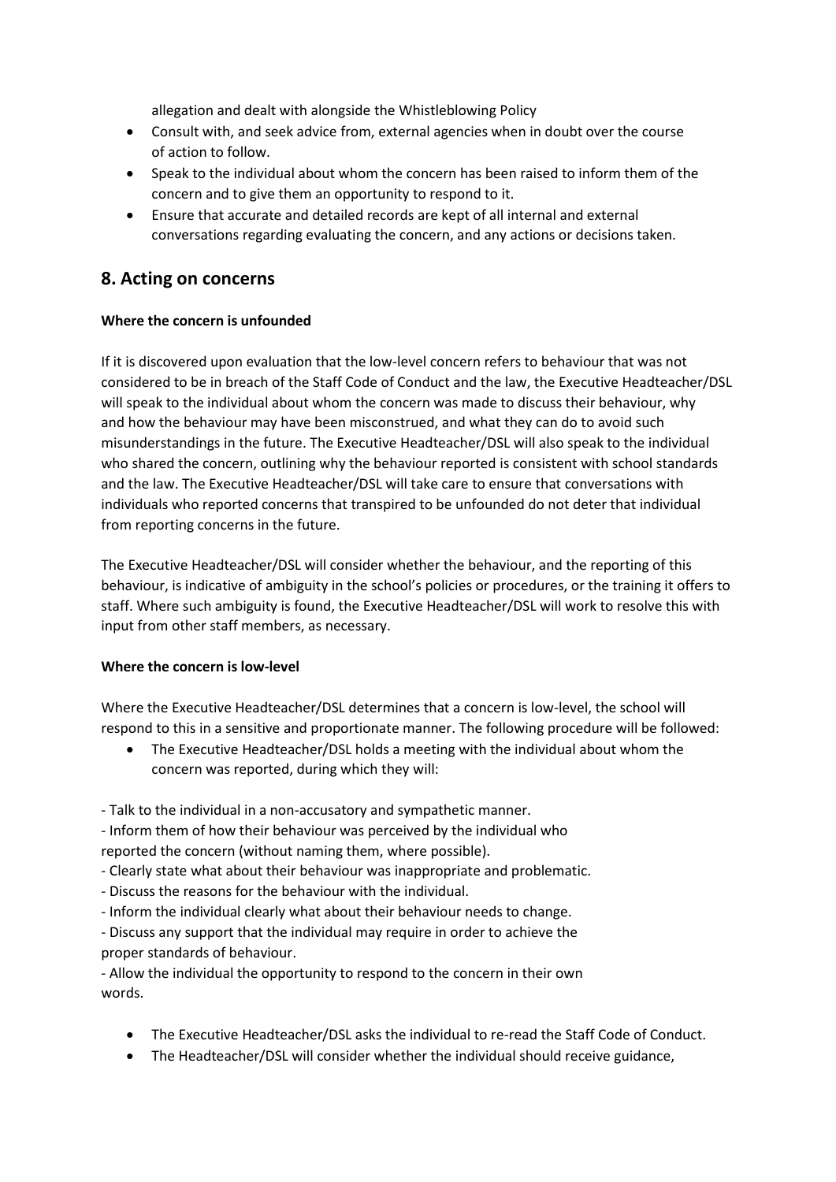allegation and dealt with alongside the Whistleblowing Policy

- Consult with, and seek advice from, external agencies when in doubt over the course of action to follow.
- Speak to the individual about whom the concern has been raised to inform them of the concern and to give them an opportunity to respond to it.
- Ensure that accurate and detailed records are kept of all internal and external conversations regarding evaluating the concern, and any actions or decisions taken.

## 8. Acting on concerns

**Where the concern is unfounded**

If it is discovered upon evaluation that the low-level concern refers to behaviour that was not considered to be in breach of the Staff Code of Conduct and the law, the Executive Headteacher/DSL will speak to the individual about whom the concern was made to discuss their behaviour, why and how the behaviour may have been misconstrued, and what they can do to avoid such misunderstandings in the future. The Executive Headteacher/DSL will also speak to the individual who shared the concern, outlining why the behaviour reported is consistent with school standards and the law. The Executive Headteacher/DSL will take care to ensure that conversations with individuals who reported concerns that transpired to be unfounded do not deter that individual from reporting concerns in the future.

The Executive Headteacher/DSL will consider whether the behaviour, and the reporting of this behaviour, is indicative of ambiguity in the school's policies or procedures, or the training it offers to staff. Where such ambiguity is found, the Executive Headteacher/DSL will work to resolve this with input from other staff members, as necessary.

**Where the concern is low-level**

Where the Executive Headteacher/DSL determines that a concern is low-level, the school will respond to this in a sensitive and proportionate manner. The following procedure will be followed:

- The Executive Headteacher/DSL holds a meeting with the individual about whom the concern was reported, during which they will:

- Talk to the individual in a non-accusatory and sympathetic manner.
- Inform them of how their behaviour was perceived by the individual who reported the concern (without naming them, where possible).
- Clearly state what about their behaviour was inappropriate and problematic.
- Discuss the reasons for the behaviour with the individual.
- Inform the individual clearly what about their behaviour needs to change.
- Discuss any support that the individual may require in order to achieve the proper standards of behaviour.
- Allow the individual the opportunity to respond to the concern in their own words.

- The Executive Headteacher/DSL asks the individual to re-read the Staff Code of Conduct.
- The Headteacher/DSL will consider whether the individual should receive guidance,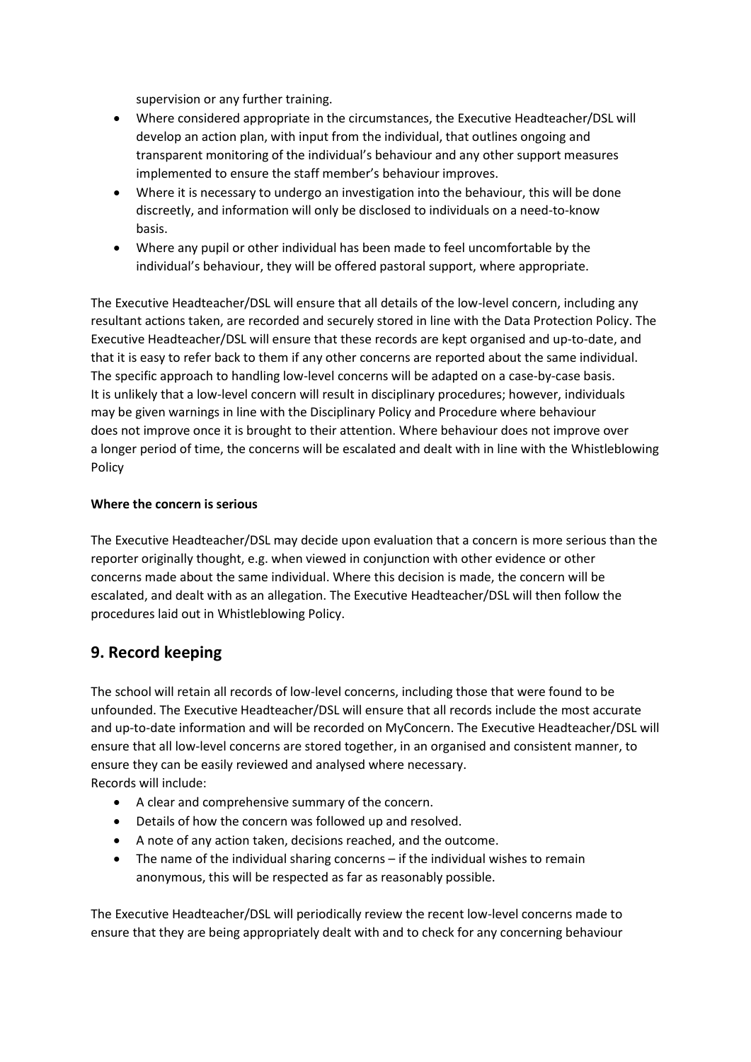supervision or any further training.

- Where considered appropriate in the circumstances, the Executive Headteacher/DSL will develop an action plan, with input from the individual, that outlines ongoing and transparent monitoring of the individual's behaviour and any other support measures implemented to ensure the staff member's behaviour improves.
- Where it is necessary to undergo an investigation into the behaviour, this will be done discreetly, and information will only be disclosed to individuals on a need-to-know basis.
- Where any pupil or other individual has been made to feel uncomfortable by the individual's behaviour, they will be offered pastoral support, where appropriate.

The Executive Headteacher/DSL will ensure that all details of the low-level concern, including any resultant actions taken, are recorded and securely stored in line with the Data Protection Policy. The Executive Headteacher/DSL will ensure that these records are kept organised and up-to-date, and that it is easy to refer back to them if any other concerns are reported about the same individual. The specific approach to handling low-level concerns will be adapted on a case-by-case basis. It is unlikely that a low-level concern will result in disciplinary procedures; however, individuals may be given warnings in line with the Disciplinary Policy and Procedure where behaviour does not improve once it is brought to their attention. Where behaviour does not improve over a longer period of time, the concerns will be escalated and dealt with in line with the Whistleblowing Policy

**Where the concern is serious**

The Executive Headteacher/DSL may decide upon evaluation that a concern is more serious than the reporter originally thought, e.g. when viewed in conjunction with other evidence or other concerns made about the same individual. Where this decision is made, the concern will be escalated, and dealt with as an allegation. The Executive Headteacher/DSL will then follow the procedures laid out in Whistleblowing Policy.

## 9. Record keeping

The school will retain all records of low-level concerns, including those that were found to be unfounded. The Executive Headteacher/DSL will ensure that all records include the most accurate and up-to-date information and will be recorded on MyConcern. The Executive Headteacher/DSL will ensure that all low-level concerns are stored together, in an organised and consistent manner, to ensure they can be easily reviewed and analysed where necessary.
Records will include:

- A clear and comprehensive summary of the concern.
- Details of how the concern was followed up and resolved.
- A note of any action taken, decisions reached, and the outcome.
- The name of the individual sharing concerns – if the individual wishes to remain anonymous, this will be respected as far as reasonably possible.

The Executive Headteacher/DSL will periodically review the recent low-level concerns made to ensure that they are being appropriately dealt with and to check for any concerning behaviour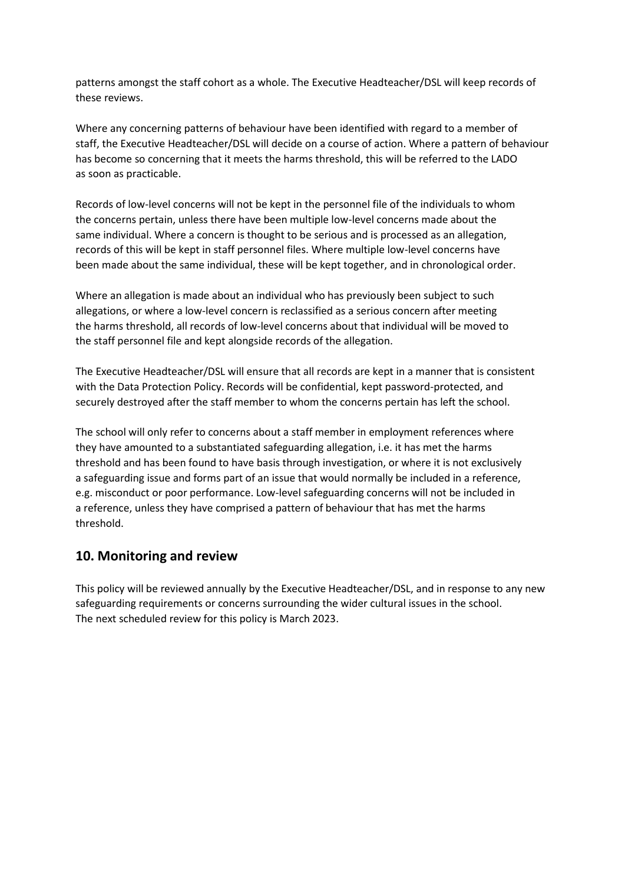patterns amongst the staff cohort as a whole. The Executive Headteacher/DSL will keep records of these reviews.

Where any concerning patterns of behaviour have been identified with regard to a member of staff, the Executive Headteacher/DSL will decide on a course of action. Where a pattern of behaviour has become so concerning that it meets the harms threshold, this will be referred to the LADO as soon as practicable.

Records of low-level concerns will not be kept in the personnel file of the individuals to whom the concerns pertain, unless there have been multiple low-level concerns made about the same individual. Where a concern is thought to be serious and is processed as an allegation, records of this will be kept in staff personnel files. Where multiple low-level concerns have been made about the same individual, these will be kept together, and in chronological order.

Where an allegation is made about an individual who has previously been subject to such allegations, or where a low-level concern is reclassified as a serious concern after meeting the harms threshold, all records of low-level concerns about that individual will be moved to the staff personnel file and kept alongside records of the allegation.

The Executive Headteacher/DSL will ensure that all records are kept in a manner that is consistent with the Data Protection Policy. Records will be confidential, kept password-protected, and securely destroyed after the staff member to whom the concerns pertain has left the school.

The school will only refer to concerns about a staff member in employment references where they have amounted to a substantiated safeguarding allegation, i.e. it has met the harms threshold and has been found to have basis through investigation, or where it is not exclusively a safeguarding issue and forms part of an issue that would normally be included in a reference, e.g. misconduct or poor performance. Low-level safeguarding concerns will not be included in a reference, unless they have comprised a pattern of behaviour that has met the harms threshold.

## 10. Monitoring and review

This policy will be reviewed annually by the Executive Headteacher/DSL, and in response to any new safeguarding requirements or concerns surrounding the wider cultural issues in the school. The next scheduled review for this policy is March 2023.